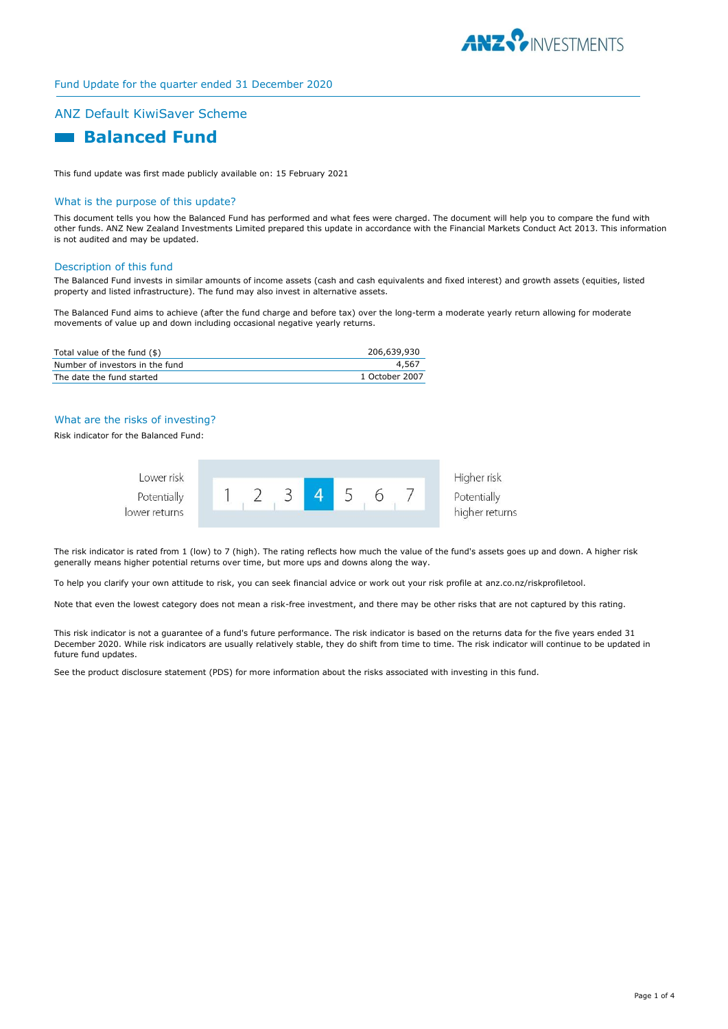Fund Update for the quarter ended 31 December 2020

## ANZ Default KiwiSaver Scheme

# Balanced Fund

This fund update was first made publicly available on: 15 February 2021

## What is the purpose of this update?

This document tells you how the Balanced Fund has performed and what fees were charged. The document will help you to compare the fund with other funds. ANZ New Zealand Investments Limited prepared this update in accordance with the Financial Markets Conduct Act 2013. This information is not audited and may be updated.

## Description of this fund

The Balanced Fund invests in similar amounts of income assets (cash and cash equivalents and fixed interest) and growth assets (equities, listed property and listed infrastructure). The fund may also invest in alternative assets.

The Balanced Fund aims to achieve (after the fund charge and before tax) over the long-term a moderate yearly return allowing for moderate movements of value up and down including occasional negative yearly returns.

| | |
|---|---|
| Total value of the fund ($) | 206,639,930 |
| Number of investors in the fund | 4,567 |
| The date the fund started | 1 October 2007 |

## What are the risks of investing?

Risk indicator for the Balanced Fund:

| Lower risk<br>Potentially lower returns | 1 | 2 | 3 | **4** | 5 | 6 | 7 | Higher risk<br>Potentially higher returns |
|---|---|---|---|---|---|---|---|---|

The risk indicator is rated from 1 (low) to 7 (high). The rating reflects how much the value of the fund's assets goes up and down. A higher risk generally means higher potential returns over time, but more ups and downs along the way.

To help you clarify your own attitude to risk, you can seek financial advice or work out your risk profile at anz.co.nz/riskprofiletool.

Note that even the lowest category does not mean a risk-free investment, and there may be other risks that are not captured by this rating.

This risk indicator is not a guarantee of a fund's future performance. The risk indicator is based on the returns data for the five years ended 31 December 2020. While risk indicators are usually relatively stable, they do shift from time to time. The risk indicator will continue to be updated in future fund updates.

See the product disclosure statement (PDS) for more information about the risks associated with investing in this fund.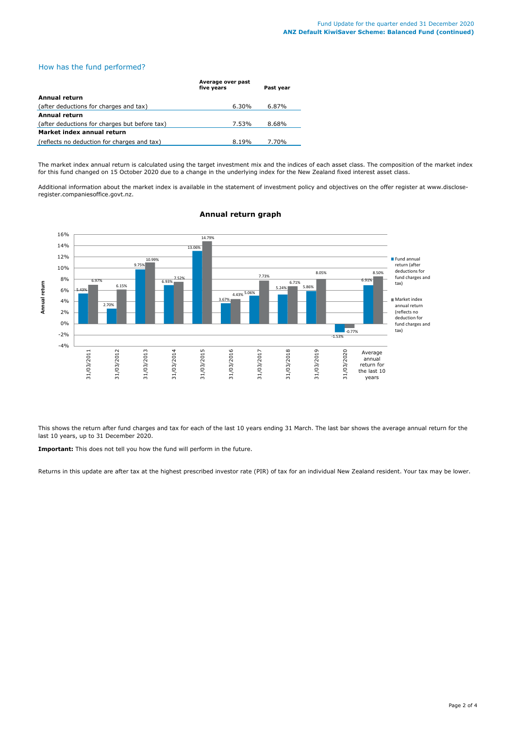## How has the fund performed?

| | Average over past five years | Past year |
|---|---|---|
| **Annual return** | | |
| (after deductions for charges and tax) | 6.30% | 6.87% |
| **Annual return** | | |
| (after deductions for charges but before tax) | 7.53% | 8.68% |
| **Market index annual return** | | |
| (reflects no deduction for charges and tax) | 8.19% | 7.70% |

The market index annual return is calculated using the target investment mix and the indices of each asset class. The composition of the market index for this fund changed on 15 October 2020 due to a change in the underlying index for the New Zealand fixed interest asset class.

Additional information about the market index is available in the statement of investment policy and objectives on the offer register at www.disclose-register.companiesoffice.govt.nz.

### Annual return graph

| | Fund annual return (after deductions for fund charges and tax) | Market index annual return (reflects no deduction for fund charges and tax) |
|---|---|---|
| 31/03/2011 | 5.43% | 6.97% |
| 31/03/2012 | 2.70% | 6.15% |
| 31/03/2013 | 9.75% | 10.99% |
| 31/03/2014 | 6.93% | 7.52% |
| 31/03/2015 | 13.06% | 14.79% |
| 31/03/2016 | 3.67% | 4.43% |
| 31/03/2017 | 5.06% | 7.73% |
| 31/03/2018 | 5.24% | 6.71% |
| 31/03/2019 | 5.86% | 8.05% |
| 31/03/2020 | -1.53% | -0.77% |
| Average annual return for the last 10 years | 6.91% | 8.50% |

This shows the return after fund charges and tax for each of the last 10 years ending 31 March. The last bar shows the average annual return for the last 10 years, up to 31 December 2020.

**Important:** This does not tell you how the fund will perform in the future.

Returns in this update are after tax at the highest prescribed investor rate (PIR) of tax for an individual New Zealand resident. Your tax may be lower.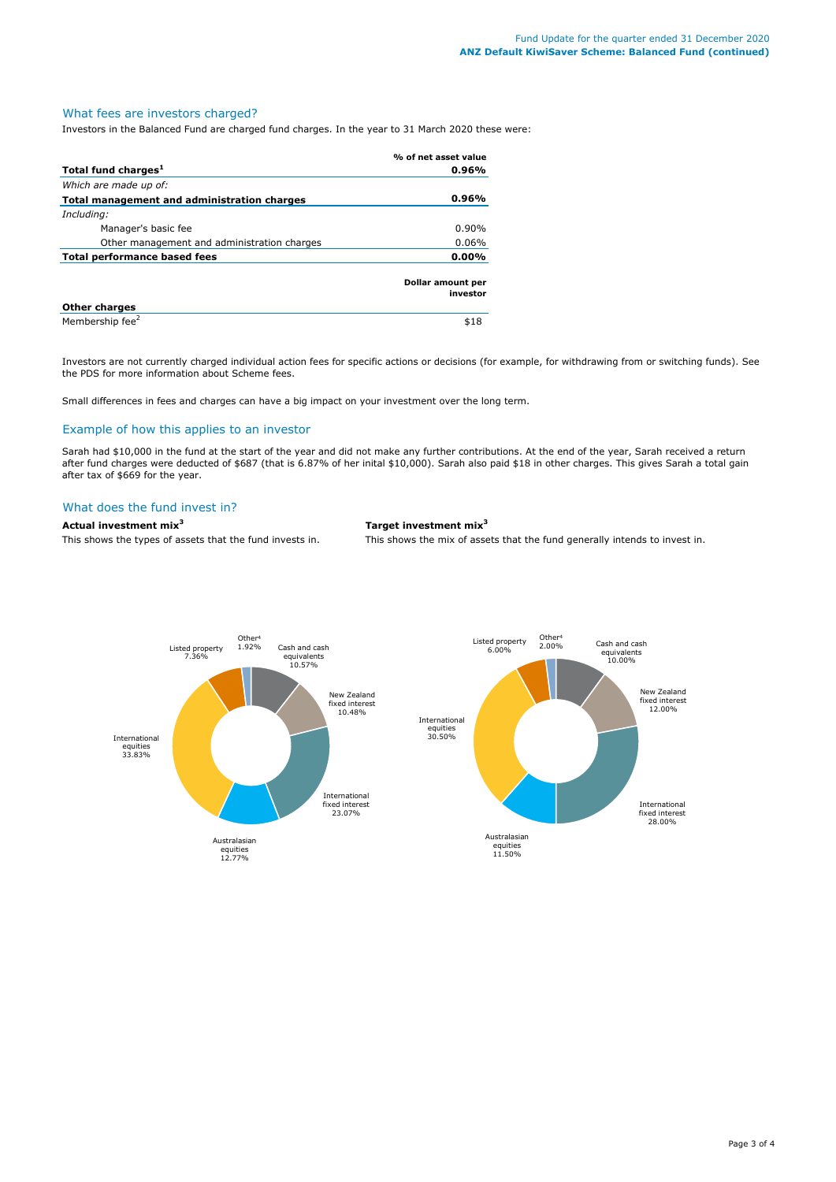## What fees are investors charged?

Investors in the Balanced Fund are charged fund charges. In the year to 31 March 2020 these were:

| | % of net asset value |
|---|---|
| **Total fund charges[1]** | **0.96%** |
| *Which are made up of:* | |
| **Total management and administration charges** | **0.96%** |
| *Including:* | |
| Manager's basic fee | 0.90% |
| Other management and administration charges | 0.06% |
| **Total performance based fees** | **0.00%** |

| | Dollar amount per investor |
|---|---|
| **Other charges** | |
| Membership fee[2] | $18 |

Investors are not currently charged individual action fees for specific actions or decisions (for example, for withdrawing from or switching funds). See the PDS for more information about Scheme fees.

Small differences in fees and charges can have a big impact on your investment over the long term.

## Example of how this applies to an investor

Sarah had $10,000 in the fund at the start of the year and did not make any further contributions. At the end of the year, Sarah received a return after fund charges were deducted of $687 (that is 6.87% of her inital $10,000). Sarah also paid $18 in other charges. This gives Sarah a total gain after tax of $669 for the year.

## What does the fund invest in?

**Actual investment mix[3]**

This shows the types of assets that the fund invests in.

| Asset class | Actual |
|---|---|
| Cash and cash equivalents | 10.57% |
| New Zealand fixed interest | 10.48% |
| International fixed interest | 23.07% |
| Australasian equities | 12.77% |
| International equities | 33.83% |
| Listed property | 7.36% |
| Other[4] | 1.92% |

**Target investment mix[3]**

This shows the mix of assets that the fund generally intends to invest in.

| Asset class | Target |
|---|---|
| Cash and cash equivalents | 10.00% |
| New Zealand fixed interest | 12.00% |
| International fixed interest | 28.00% |
| Australasian equities | 11.50% |
| International equities | 30.50% |
| Listed property | 6.00% |
| Other[4] | 2.00% |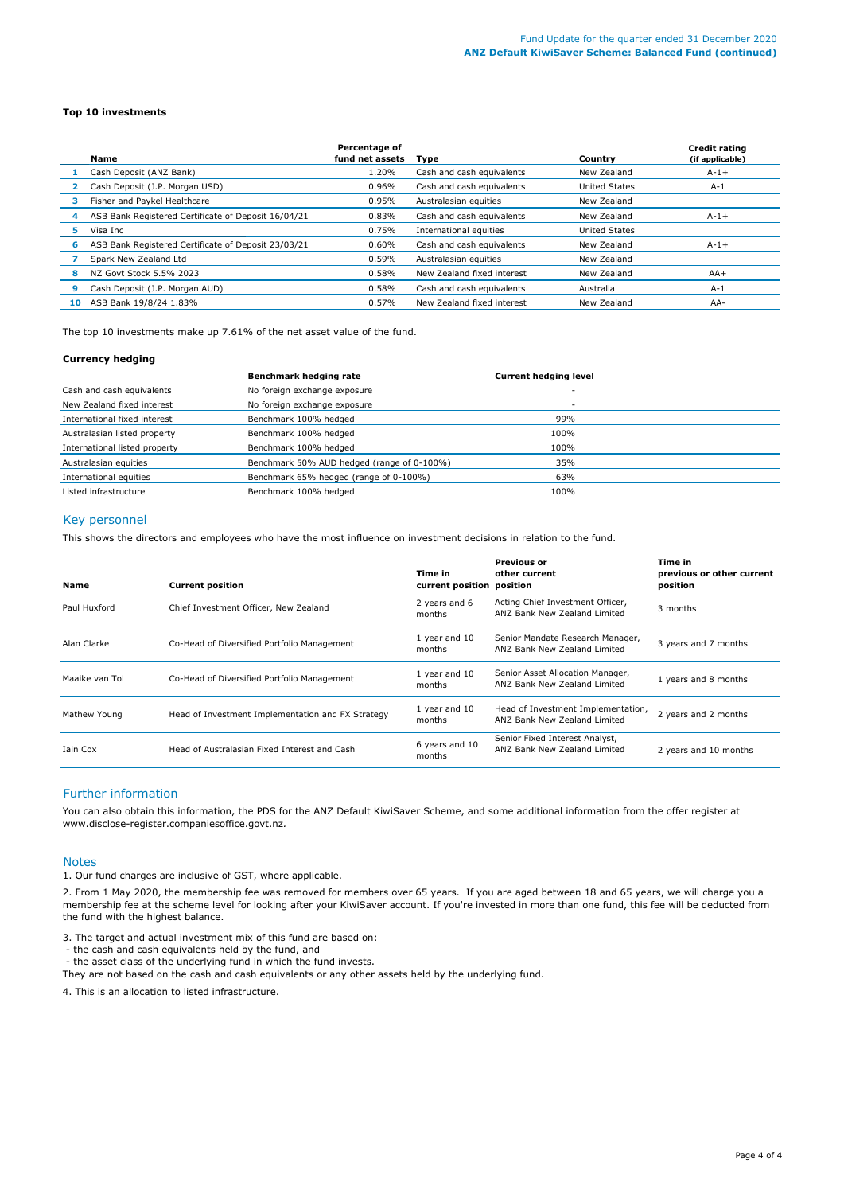### Top 10 investments

| | Name | Percentage of fund net assets | Type | Country | Credit rating (if applicable) |
|---|---|---|---|---|---|
| 1 | Cash Deposit (ANZ Bank) | 1.20% | Cash and cash equivalents | New Zealand | A-1+ |
| 2 | Cash Deposit (J.P. Morgan USD) | 0.96% | Cash and cash equivalents | United States | A-1 |
| 3 | Fisher and Paykel Healthcare | 0.95% | Australasian equities | New Zealand | |
| 4 | ASB Bank Registered Certificate of Deposit 16/04/21 | 0.83% | Cash and cash equivalents | New Zealand | A-1+ |
| 5 | Visa Inc | 0.75% | International equities | United States | |
| 6 | ASB Bank Registered Certificate of Deposit 23/03/21 | 0.60% | Cash and cash equivalents | New Zealand | A-1+ |
| 7 | Spark New Zealand Ltd | 0.59% | Australasian equities | New Zealand | |
| 8 | NZ Govt Stock 5.5% 2023 | 0.58% | New Zealand fixed interest | New Zealand | AA+ |
| 9 | Cash Deposit (J.P. Morgan AUD) | 0.58% | Cash and cash equivalents | Australia | A-1 |
| 10 | ASB Bank 19/8/24 1.83% | 0.57% | New Zealand fixed interest | New Zealand | AA- |

The top 10 investments make up 7.61% of the net asset value of the fund.

### Currency hedging

| | Benchmark hedging rate | Current hedging level |
|---|---|---|
| Cash and cash equivalents | No foreign exchange exposure | - |
| New Zealand fixed interest | No foreign exchange exposure | - |
| International fixed interest | Benchmark 100% hedged | 99% |
| Australasian listed property | Benchmark 100% hedged | 100% |
| International listed property | Benchmark 100% hedged | 100% |
| Australasian equities | Benchmark 50% AUD hedged (range of 0-100%) | 35% |
| International equities | Benchmark 65% hedged (range of 0-100%) | 63% |
| Listed infrastructure | Benchmark 100% hedged | 100% |

## Key personnel

This shows the directors and employees who have the most influence on investment decisions in relation to the fund.

| Name | Current position | Time in current position | Previous or other current position | Time in previous or other current position |
|---|---|---|---|---|
| Paul Huxford | Chief Investment Officer, New Zealand | 2 years and 6 months | Acting Chief Investment Officer, ANZ Bank New Zealand Limited | 3 months |
| Alan Clarke | Co-Head of Diversified Portfolio Management | 1 year and 10 months | Senior Mandate Research Manager, ANZ Bank New Zealand Limited | 3 years and 7 months |
| Maaike van Tol | Co-Head of Diversified Portfolio Management | 1 year and 10 months | Senior Asset Allocation Manager, ANZ Bank New Zealand Limited | 1 years and 8 months |
| Mathew Young | Head of Investment Implementation and FX Strategy | 1 year and 10 months | Head of Investment Implementation, ANZ Bank New Zealand Limited | 2 years and 2 months |
| Iain Cox | Head of Australasian Fixed Interest and Cash | 6 years and 10 months | Senior Fixed Interest Analyst, ANZ Bank New Zealand Limited | 2 years and 10 months |

## Further information

You can also obtain this information, the PDS for the ANZ Default KiwiSaver Scheme, and some additional information from the offer register at www.disclose-register.companiesoffice.govt.nz.

## Notes

1. Our fund charges are inclusive of GST, where applicable.

2. From 1 May 2020, the membership fee was removed for members over 65 years. If you are aged between 18 and 65 years, we will charge you a membership fee at the scheme level for looking after your KiwiSaver account. If you're invested in more than one fund, this fee will be deducted from the fund with the highest balance.

3. The target and actual investment mix of this fund are based on:
 - the cash and cash equivalents held by the fund, and
 - the asset class of the underlying fund in which the fund invests.
 
They are not based on the cash and cash equivalents or any other assets held by the underlying fund.

4. This is an allocation to listed infrastructure.